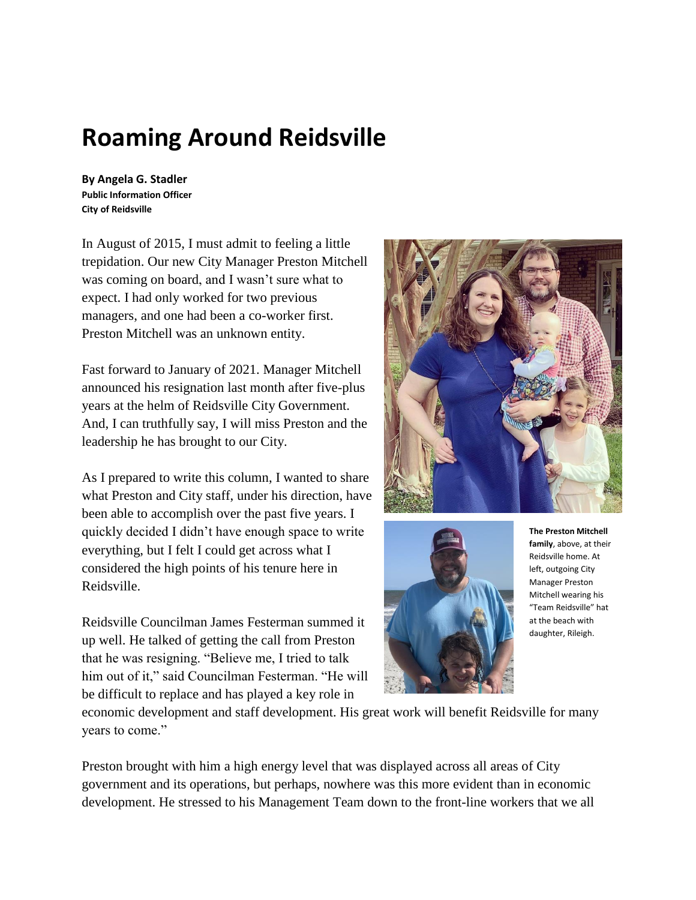# Roaming Around Reidsville

**By Angela G. Stadler**
**Public Information Officer**
**City of Reidsville**

In August of 2015, I must admit to feeling a little trepidation. Our new City Manager Preston Mitchell was coming on board, and I wasn't sure what to expect. I had only worked for two previous managers, and one had been a co-worker first. Preston Mitchell was an unknown entity.

Fast forward to January of 2021. Manager Mitchell announced his resignation last month after five-plus years at the helm of Reidsville City Government. And, I can truthfully say, I will miss Preston and the leadership he has brought to our City.

As I prepared to write this column, I wanted to share what Preston and City staff, under his direction, have been able to accomplish over the past five years. I quickly decided I didn't have enough space to write everything, but I felt I could get across what I considered the high points of his tenure here in Reidsville.

**The Preston Mitchell family**, above, at their Reidsville home. At left, outgoing City Manager Preston Mitchell wearing his "Team Reidsville" hat at the beach with daughter, Rileigh.

Reidsville Councilman James Festerman summed it up well. He talked of getting the call from Preston that he was resigning. "Believe me, I tried to talk him out of it," said Councilman Festerman. "He will be difficult to replace and has played a key role in economic development and staff development. His great work will benefit Reidsville for many years to come."

Preston brought with him a high energy level that was displayed across all areas of City government and its operations, but perhaps, nowhere was this more evident than in economic development. He stressed to his Management Team down to the front-line workers that we all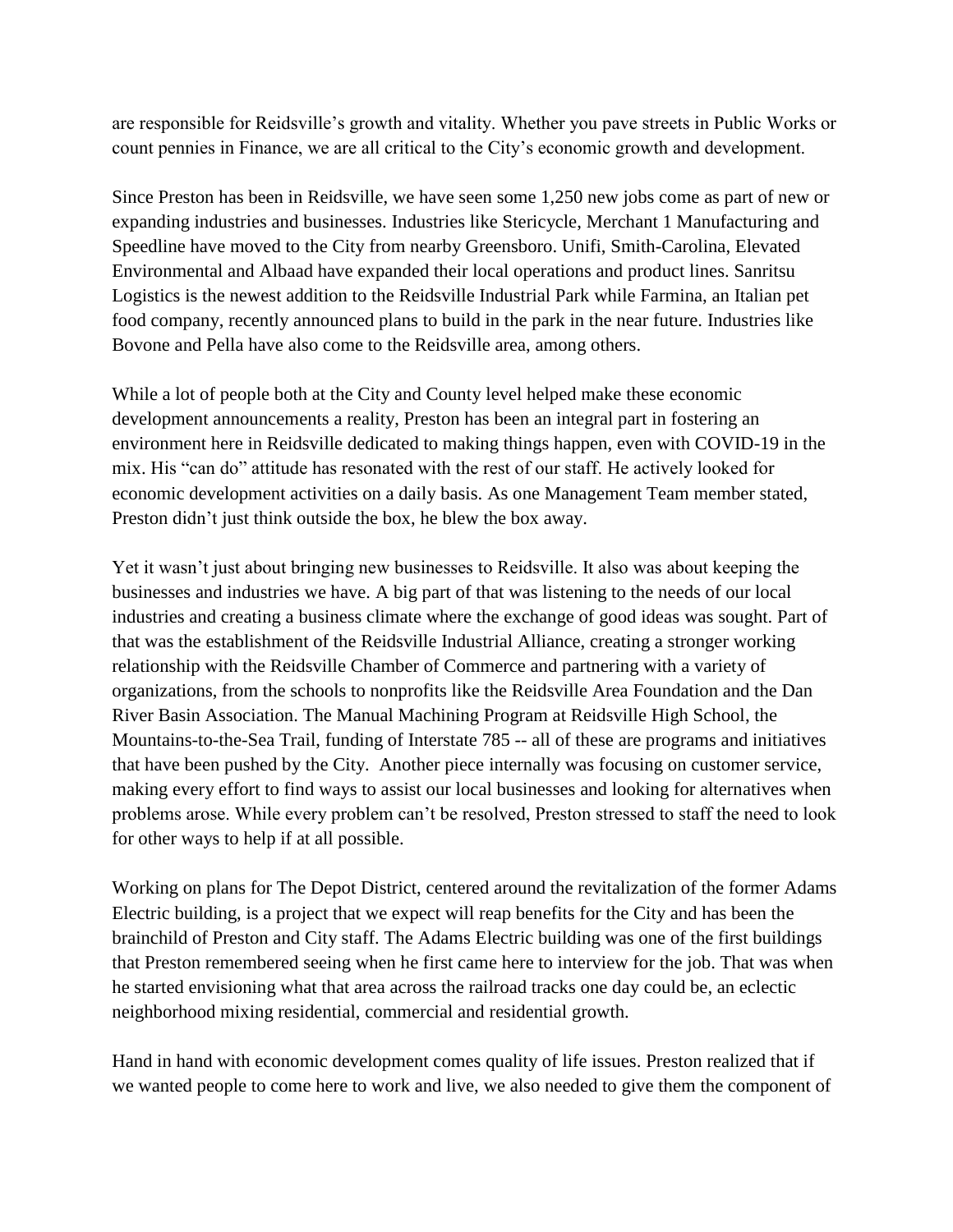are responsible for Reidsville's growth and vitality. Whether you pave streets in Public Works or count pennies in Finance, we are all critical to the City's economic growth and development.

Since Preston has been in Reidsville, we have seen some 1,250 new jobs come as part of new or expanding industries and businesses. Industries like Stericycle, Merchant 1 Manufacturing and Speedline have moved to the City from nearby Greensboro. Unifi, Smith-Carolina, Elevated Environmental and Albaad have expanded their local operations and product lines. Sanritsu Logistics is the newest addition to the Reidsville Industrial Park while Farmina, an Italian pet food company, recently announced plans to build in the park in the near future. Industries like Bovone and Pella have also come to the Reidsville area, among others.

While a lot of people both at the City and County level helped make these economic development announcements a reality, Preston has been an integral part in fostering an environment here in Reidsville dedicated to making things happen, even with COVID-19 in the mix. His "can do" attitude has resonated with the rest of our staff. He actively looked for economic development activities on a daily basis. As one Management Team member stated, Preston didn't just think outside the box, he blew the box away.

Yet it wasn't just about bringing new businesses to Reidsville. It also was about keeping the businesses and industries we have. A big part of that was listening to the needs of our local industries and creating a business climate where the exchange of good ideas was sought. Part of that was the establishment of the Reidsville Industrial Alliance, creating a stronger working relationship with the Reidsville Chamber of Commerce and partnering with a variety of organizations, from the schools to nonprofits like the Reidsville Area Foundation and the Dan River Basin Association. The Manual Machining Program at Reidsville High School, the Mountains-to-the-Sea Trail, funding of Interstate 785 -- all of these are programs and initiatives that have been pushed by the City. Another piece internally was focusing on customer service, making every effort to find ways to assist our local businesses and looking for alternatives when problems arose. While every problem can't be resolved, Preston stressed to staff the need to look for other ways to help if at all possible.

Working on plans for The Depot District, centered around the revitalization of the former Adams Electric building, is a project that we expect will reap benefits for the City and has been the brainchild of Preston and City staff. The Adams Electric building was one of the first buildings that Preston remembered seeing when he first came here to interview for the job. That was when he started envisioning what that area across the railroad tracks one day could be, an eclectic neighborhood mixing residential, commercial and residential growth.

Hand in hand with economic development comes quality of life issues. Preston realized that if we wanted people to come here to work and live, we also needed to give them the component of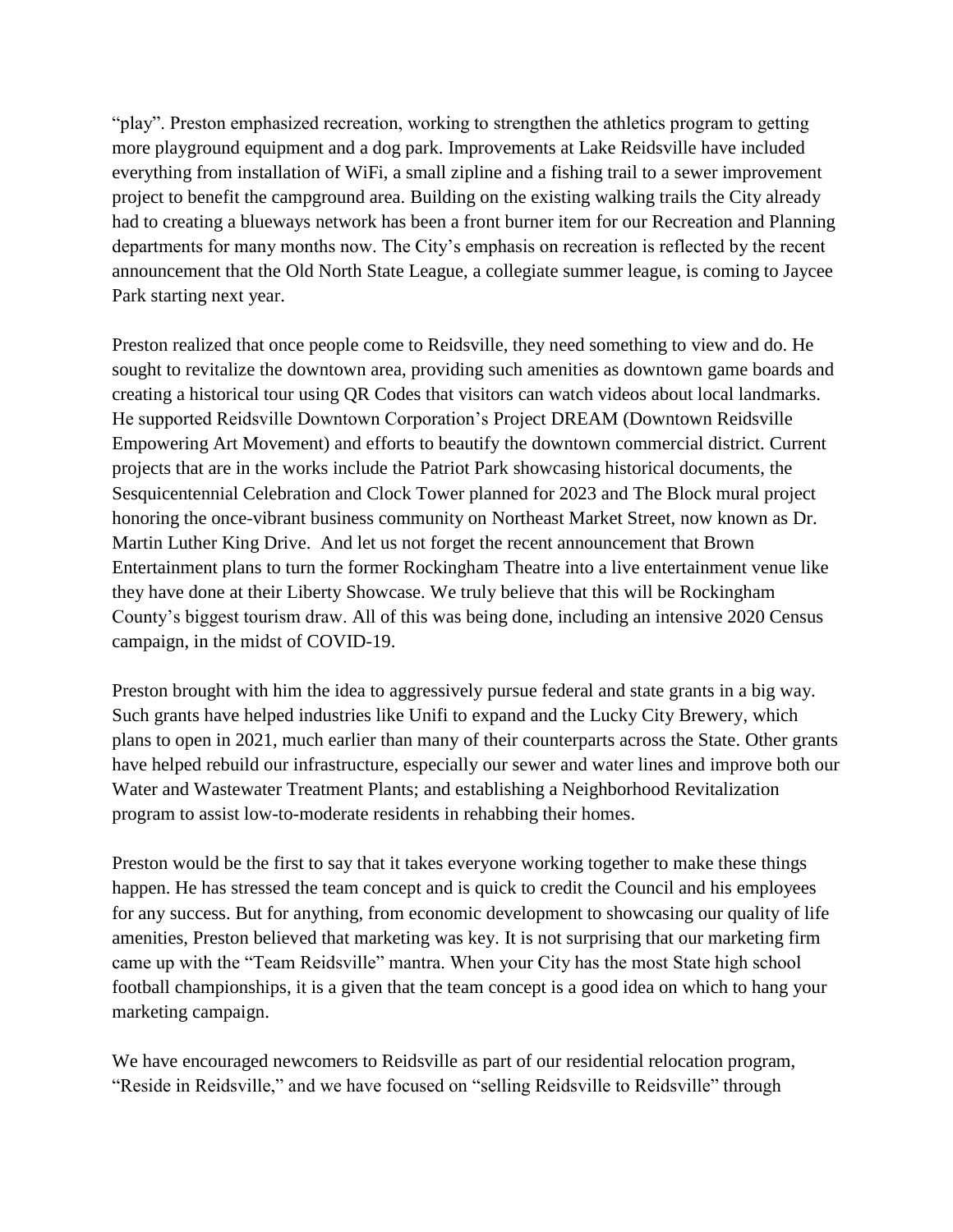"play". Preston emphasized recreation, working to strengthen the athletics program to getting more playground equipment and a dog park. Improvements at Lake Reidsville have included everything from installation of WiFi, a small zipline and a fishing trail to a sewer improvement project to benefit the campground area. Building on the existing walking trails the City already had to creating a blueways network has been a front burner item for our Recreation and Planning departments for many months now. The City's emphasis on recreation is reflected by the recent announcement that the Old North State League, a collegiate summer league, is coming to Jaycee Park starting next year.

Preston realized that once people come to Reidsville, they need something to view and do. He sought to revitalize the downtown area, providing such amenities as downtown game boards and creating a historical tour using QR Codes that visitors can watch videos about local landmarks. He supported Reidsville Downtown Corporation's Project DREAM (Downtown Reidsville Empowering Art Movement) and efforts to beautify the downtown commercial district. Current projects that are in the works include the Patriot Park showcasing historical documents, the Sesquicentennial Celebration and Clock Tower planned for 2023 and The Block mural project honoring the once-vibrant business community on Northeast Market Street, now known as Dr. Martin Luther King Drive. And let us not forget the recent announcement that Brown Entertainment plans to turn the former Rockingham Theatre into a live entertainment venue like they have done at their Liberty Showcase. We truly believe that this will be Rockingham County's biggest tourism draw. All of this was being done, including an intensive 2020 Census campaign, in the midst of COVID-19.

Preston brought with him the idea to aggressively pursue federal and state grants in a big way. Such grants have helped industries like Unifi to expand and the Lucky City Brewery, which plans to open in 2021, much earlier than many of their counterparts across the State. Other grants have helped rebuild our infrastructure, especially our sewer and water lines and improve both our Water and Wastewater Treatment Plants; and establishing a Neighborhood Revitalization program to assist low-to-moderate residents in rehabbing their homes.

Preston would be the first to say that it takes everyone working together to make these things happen. He has stressed the team concept and is quick to credit the Council and his employees for any success. But for anything, from economic development to showcasing our quality of life amenities, Preston believed that marketing was key. It is not surprising that our marketing firm came up with the "Team Reidsville" mantra. When your City has the most State high school football championships, it is a given that the team concept is a good idea on which to hang your marketing campaign.

We have encouraged newcomers to Reidsville as part of our residential relocation program, "Reside in Reidsville," and we have focused on "selling Reidsville to Reidsville" through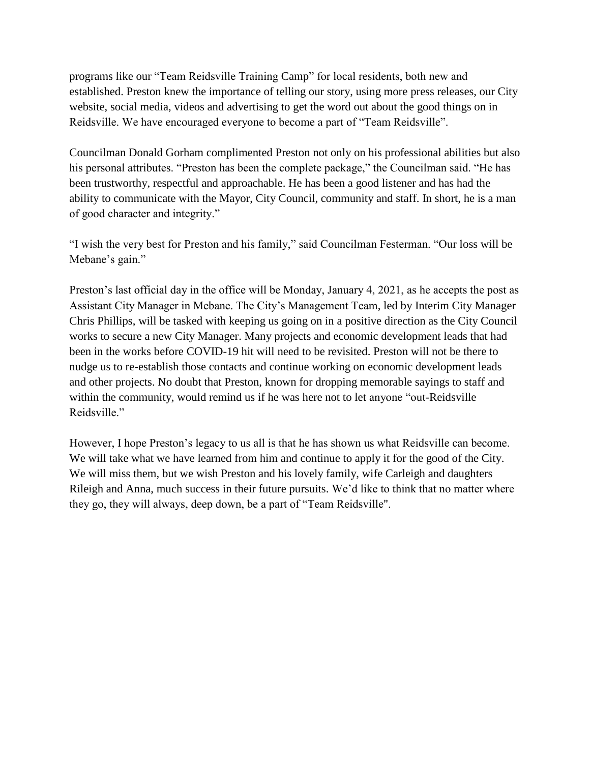programs like our "Team Reidsville Training Camp" for local residents, both new and established. Preston knew the importance of telling our story, using more press releases, our City website, social media, videos and advertising to get the word out about the good things on in Reidsville. We have encouraged everyone to become a part of "Team Reidsville".

Councilman Donald Gorham complimented Preston not only on his professional abilities but also his personal attributes. "Preston has been the complete package," the Councilman said. "He has been trustworthy, respectful and approachable. He has been a good listener and has had the ability to communicate with the Mayor, City Council, community and staff. In short, he is a man of good character and integrity."

"I wish the very best for Preston and his family," said Councilman Festerman. "Our loss will be Mebane's gain."

Preston's last official day in the office will be Monday, January 4, 2021, as he accepts the post as Assistant City Manager in Mebane. The City's Management Team, led by Interim City Manager Chris Phillips, will be tasked with keeping us going on in a positive direction as the City Council works to secure a new City Manager. Many projects and economic development leads that had been in the works before COVID-19 hit will need to be revisited. Preston will not be there to nudge us to re-establish those contacts and continue working on economic development leads and other projects. No doubt that Preston, known for dropping memorable sayings to staff and within the community, would remind us if he was here not to let anyone "out-Reidsville Reidsville."

However, I hope Preston's legacy to us all is that he has shown us what Reidsville can become. We will take what we have learned from him and continue to apply it for the good of the City. We will miss them, but we wish Preston and his lovely family, wife Carleigh and daughters Rileigh and Anna, much success in their future pursuits. We'd like to think that no matter where they go, they will always, deep down, be a part of "Team Reidsville".